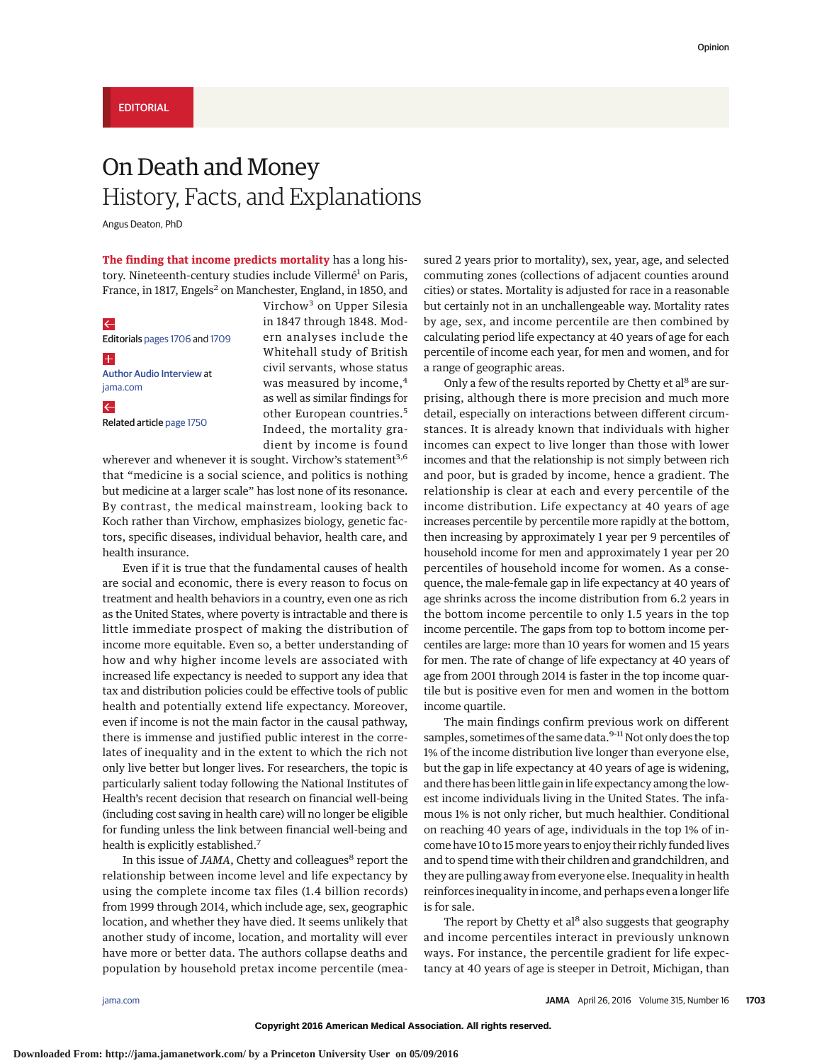EDITORIAL

# On Death and Money
## History, Facts, and Explanations

Angus Deaton, PhD

Editorials pages 1706 and 1709

Author Audio Interview at jama.com

Related article page 1750

**The finding that income predicts mortality** has a long history. Nineteenth-century studies include Villermé[1] on Paris, France, in 1817, Engels[2] on Manchester, England, in 1850, and Virchow[3] on Upper Silesia in 1847 through 1848. Modern analyses include the Whitehall study of British civil servants, whose status was measured by income,[4] as well as similar findings for other European countries.[5] Indeed, the mortality gradient by income is found wherever and whenever it is sought. Virchow's statement[3,6] that "medicine is a social science, and politics is nothing but medicine at a larger scale" has lost none of its resonance. By contrast, the medical mainstream, looking back to Koch rather than Virchow, emphasizes biology, genetic factors, specific diseases, individual behavior, health care, and health insurance.

Even if it is true that the fundamental causes of health are social and economic, there is every reason to focus on treatment and health behaviors in a country, even one as rich as the United States, where poverty is intractable and there is little immediate prospect of making the distribution of income more equitable. Even so, a better understanding of how and why higher income levels are associated with increased life expectancy is needed to support any idea that tax and distribution policies could be effective tools of public health and potentially extend life expectancy. Moreover, even if income is not the main factor in the causal pathway, there is immense and justified public interest in the correlates of inequality and in the extent to which the rich not only live better but longer lives. For researchers, the topic is particularly salient today following the National Institutes of Health's recent decision that research on financial well-being (including cost saving in health care) will no longer be eligible for funding unless the link between financial well-being and health is explicitly established.[7]

In this issue of *JAMA*, Chetty and colleagues[8] report the relationship between income level and life expectancy by using the complete income tax files (1.4 billion records) from 1999 through 2014, which include age, sex, geographic location, and whether they have died. It seems unlikely that another study of income, location, and mortality will ever have more or better data. The authors collapse deaths and population by household pretax income percentile (measured 2 years prior to mortality), sex, year, age, and selected commuting zones (collections of adjacent counties around cities) or states. Mortality is adjusted for race in a reasonable but certainly not in an unchallengeable way. Mortality rates by age, sex, and income percentile are then combined by calculating period life expectancy at 40 years of age for each percentile of income each year, for men and women, and for a range of geographic areas.

Only a few of the results reported by Chetty et al[8] are surprising, although there is more precision and much more detail, especially on interactions between different circumstances. It is already known that individuals with higher incomes can expect to live longer than those with lower incomes and that the relationship is not simply between rich and poor, but is graded by income, hence a gradient. The relationship is clear at each and every percentile of the income distribution. Life expectancy at 40 years of age increases percentile by percentile more rapidly at the bottom, then increasing by approximately 1 year per 9 percentiles of household income for men and approximately 1 year per 20 percentiles of household income for women. As a consequence, the male-female gap in life expectancy at 40 years of age shrinks across the income distribution from 6.2 years in the bottom income percentile to only 1.5 years in the top income percentile. The gaps from top to bottom income percentiles are large: more than 10 years for women and 15 years for men. The rate of change of life expectancy at 40 years of age from 2001 through 2014 is faster in the top income quartile but is positive even for men and women in the bottom income quartile.

The main findings confirm previous work on different samples, sometimes of the same data.[9-11] Not only does the top 1% of the income distribution live longer than everyone else, but the gap in life expectancy at 40 years of age is widening, and there has been little gain in life expectancy among the lowest income individuals living in the United States. The infamous 1% is not only richer, but much healthier. Conditional on reaching 40 years of age, individuals in the top 1% of income have 10 to 15 more years to enjoy their richly funded lives and to spend time with their children and grandchildren, and they are pulling away from everyone else. Inequality in health reinforces inequality in income, and perhaps even a longer life is for sale.

The report by Chetty et al[8] also suggests that geography and income percentiles interact in previously unknown ways. For instance, the percentile gradient for life expectancy at 40 years of age is steeper in Detroit, Michigan, than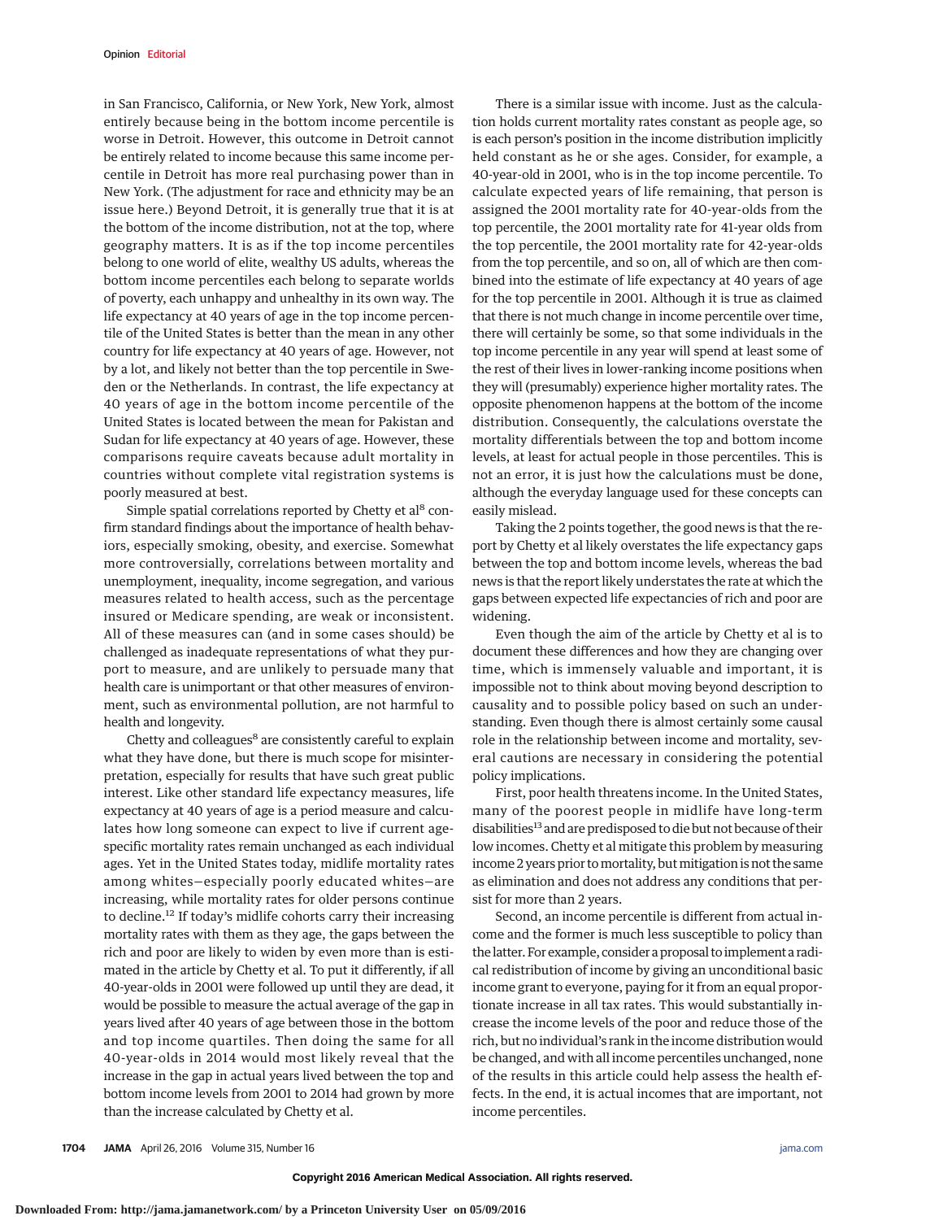in San Francisco, California, or New York, New York, almost entirely because being in the bottom income percentile is worse in Detroit. However, this outcome in Detroit cannot be entirely related to income because this same income percentile in Detroit has more real purchasing power than in New York. (The adjustment for race and ethnicity may be an issue here.) Beyond Detroit, it is generally true that it is at the bottom of the income distribution, not at the top, where geography matters. It is as if the top income percentiles belong to one world of elite, wealthy US adults, whereas the bottom income percentiles each belong to separate worlds of poverty, each unhappy and unhealthy in its own way. The life expectancy at 40 years of age in the top income percentile of the United States is better than the mean in any other country for life expectancy at 40 years of age. However, not by a lot, and likely not better than the top percentile in Sweden or the Netherlands. In contrast, the life expectancy at 40 years of age in the bottom income percentile of the United States is located between the mean for Pakistan and Sudan for life expectancy at 40 years of age. However, these comparisons require caveats because adult mortality in countries without complete vital registration systems is poorly measured at best.

Simple spatial correlations reported by Chetty et al[8] confirm standard findings about the importance of health behaviors, especially smoking, obesity, and exercise. Somewhat more controversially, correlations between mortality and unemployment, inequality, income segregation, and various measures related to health access, such as the percentage insured or Medicare spending, are weak or inconsistent. All of these measures can (and in some cases should) be challenged as inadequate representations of what they purport to measure, and are unlikely to persuade many that health care is unimportant or that other measures of environment, such as environmental pollution, are not harmful to health and longevity.

Chetty and colleagues[8] are consistently careful to explain what they have done, but there is much scope for misinterpretation, especially for results that have such great public interest. Like other standard life expectancy measures, life expectancy at 40 years of age is a period measure and calculates how long someone can expect to live if current age-specific mortality rates remain unchanged as each individual ages. Yet in the United States today, midlife mortality rates among whites—especially poorly educated whites—are increasing, while mortality rates for older persons continue to decline.[12] If today's midlife cohorts carry their increasing mortality rates with them as they age, the gaps between the rich and poor are likely to widen by even more than is estimated in the article by Chetty et al. To put it differently, if all 40-year-olds in 2001 were followed up until they are dead, it would be possible to measure the actual average of the gap in years lived after 40 years of age between those in the bottom and top income quartiles. Then doing the same for all 40-year-olds in 2014 would most likely reveal that the increase in the gap in actual years lived between the top and bottom income levels from 2001 to 2014 had grown by more than the increase calculated by Chetty et al.

There is a similar issue with income. Just as the calculation holds current mortality rates constant as people age, so is each person's position in the income distribution implicitly held constant as he or she ages. Consider, for example, a 40-year-old in 2001, who is in the top income percentile. To calculate expected years of life remaining, that person is assigned the 2001 mortality rate for 40-year-olds from the top percentile, the 2001 mortality rate for 41-year olds from the top percentile, the 2001 mortality rate for 42-year-olds from the top percentile, and so on, all of which are then combined into the estimate of life expectancy at 40 years of age for the top percentile in 2001. Although it is true as claimed that there is not much change in income percentile over time, there will certainly be some, so that some individuals in the top income percentile in any year will spend at least some of the rest of their lives in lower-ranking income positions when they will (presumably) experience higher mortality rates. The opposite phenomenon happens at the bottom of the income distribution. Consequently, the calculations overstate the mortality differentials between the top and bottom income levels, at least for actual people in those percentiles. This is not an error, it is just how the calculations must be done, although the everyday language used for these concepts can easily mislead.

Taking the 2 points together, the good news is that the report by Chetty et al likely overstates the life expectancy gaps between the top and bottom income levels, whereas the bad news is that the report likely understates the rate at which the gaps between expected life expectancies of rich and poor are widening.

Even though the aim of the article by Chetty et al is to document these differences and how they are changing over time, which is immensely valuable and important, it is impossible not to think about moving beyond description to causality and to possible policy based on such an understanding. Even though there is almost certainly some causal role in the relationship between income and mortality, several cautions are necessary in considering the potential policy implications.

First, poor health threatens income. In the United States, many of the poorest people in midlife have long-term disabilities[13] and are predisposed to die but not because of their low incomes. Chetty et al mitigate this problem by measuring income 2 years prior to mortality, but mitigation is not the same as elimination and does not address any conditions that persist for more than 2 years.

Second, an income percentile is different from actual income and the former is much less susceptible to policy than the latter. For example, consider a proposal to implement a radical redistribution of income by giving an unconditional basic income grant to everyone, paying for it from an equal proportionate increase in all tax rates. This would substantially increase the income levels of the poor and reduce those of the rich, but no individual's rank in the income distribution would be changed, and with all income percentiles unchanged, none of the results in this article could help assess the health effects. In the end, it is actual incomes that are important, not income percentiles.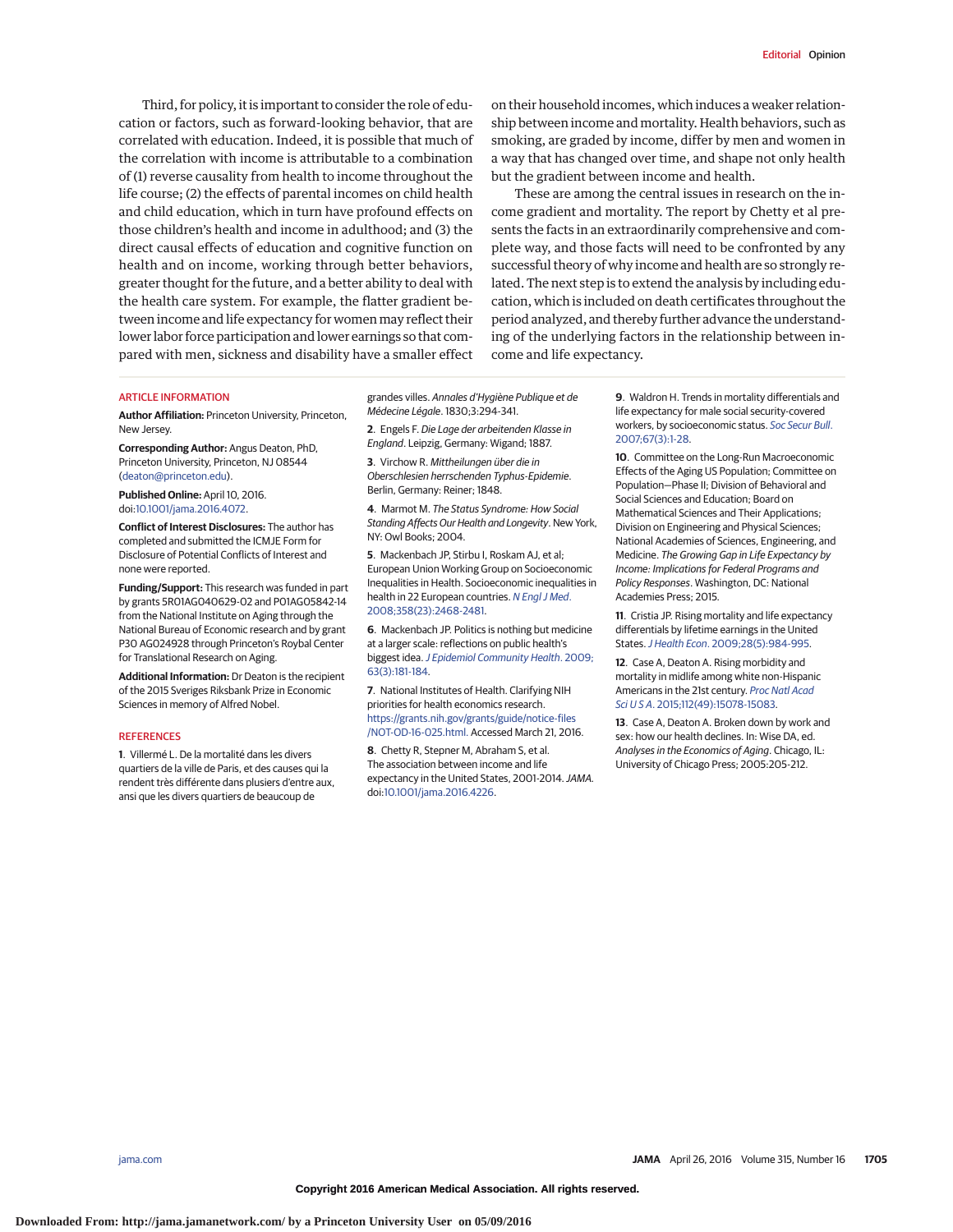Third, for policy, it is important to consider the role of education or factors, such as forward-looking behavior, that are correlated with education. Indeed, it is possible that much of the correlation with income is attributable to a combination of (1) reverse causality from health to income throughout the life course; (2) the effects of parental incomes on child health and child education, which in turn have profound effects on those children's health and income in adulthood; and (3) the direct causal effects of education and cognitive function on health and on income, working through better behaviors, greater thought for the future, and a better ability to deal with the health care system. For example, the flatter gradient between income and life expectancy for women may reflect their lower labor force participation and lower earnings so that compared with men, sickness and disability have a smaller effect on their household incomes, which induces a weaker relationship between income and mortality. Health behaviors, such as smoking, are graded by income, differ by men and women in a way that has changed over time, and shape not only health but the gradient between income and health.

These are among the central issues in research on the income gradient and mortality. The report by Chetty et al presents the facts in an extraordinarily comprehensive and complete way, and those facts will need to be confronted by any successful theory of why income and health are so strongly related. The next step is to extend the analysis by including education, which is included on death certificates throughout the period analyzed, and thereby further advance the understanding of the underlying factors in the relationship between income and life expectancy.

## ARTICLE INFORMATION

**Author Affiliation:** Princeton University, Princeton, New Jersey.

**Corresponding Author:** Angus Deaton, PhD, Princeton University, Princeton, NJ 08544 (deaton@princeton.edu).

**Published Online:** April 10, 2016. doi:10.1001/jama.2016.4072.

**Conflict of Interest Disclosures:** The author has completed and submitted the ICMJE Form for Disclosure of Potential Conflicts of Interest and none were reported.

**Funding/Support:** This research was funded in part by grants 5R01AG040629-02 and P01AG05842-14 from the National Institute on Aging through the National Bureau of Economic research and by grant P30 AG024928 through Princeton's Roybal Center for Translational Research on Aging.

**Additional Information:** Dr Deaton is the recipient of the 2015 Sveriges Riksbank Prize in Economic Sciences in memory of Alfred Nobel.

## REFERENCES

1. Villermé L. De la mortalité dans les divers quartiers de la ville de Paris, et des causes qui la rendent très différente dans plusiers d'entre aux, ansi que les divers quartiers de beaucoup de grandes villes. *Annales d'Hygiène Publique et de Médecine Légale*. 1830;3:294-341.

2. Engels F. *Die Lage der arbeitenden Klasse in England*. Leipzig, Germany: Wigand; 1887.

3. Virchow R. *Mittheilungen über die in Oberschlesien herrschenden Typhus-Epidemie*. Berlin, Germany: Reiner; 1848.

4. Marmot M. *The Status Syndrome: How Social Standing Affects Our Health and Longevity*. New York, NY: Owl Books; 2004.

5. Mackenbach JP, Stirbu I, Roskam AJ, et al; European Union Working Group on Socioeconomic Inequalities in Health. Socioeconomic inequalities in health in 22 European countries. *N Engl J Med*. 2008;358(23):2468-2481.

6. Mackenbach JP. Politics is nothing but medicine at a larger scale: reflections on public health's biggest idea. *J Epidemiol Community Health*. 2009;63(3):181-184.

7. National Institutes of Health. Clarifying NIH priorities for health economics research. https://grants.nih.gov/grants/guide/notice-files/NOT-OD-16-025.html. Accessed March 21, 2016.

8. Chetty R, Stepner M, Abraham S, et al. The association between income and life expectancy in the United States, 2001-2014. *JAMA*. doi:10.1001/jama.2016.4226.

9. Waldron H. Trends in mortality differentials and life expectancy for male social security-covered workers, by socioeconomic status. *Soc Secur Bull*. 2007;67(3):1-28.

10. Committee on the Long-Run Macroeconomic Effects of the Aging US Population; Committee on Population—Phase II; Division of Behavioral and Social Sciences and Education; Board on Mathematical Sciences and Their Applications; Division on Engineering and Physical Sciences; National Academies of Sciences, Engineering, and Medicine. *The Growing Gap in Life Expectancy by Income: Implications for Federal Programs and Policy Responses*. Washington, DC: National Academies Press; 2015.

11. Cristia JP. Rising mortality and life expectancy differentials by lifetime earnings in the United States. *J Health Econ*. 2009;28(5):984-995.

12. Case A, Deaton A. Rising morbidity and mortality in midlife among white non-Hispanic Americans in the 21st century. *Proc Natl Acad Sci U S A*. 2015;112(49):15078-15083.

13. Case A, Deaton A. Broken down by work and sex: how our health declines. In: Wise DA, ed. *Analyses in the Economics of Aging*. Chicago, IL: University of Chicago Press; 2005:205-212.